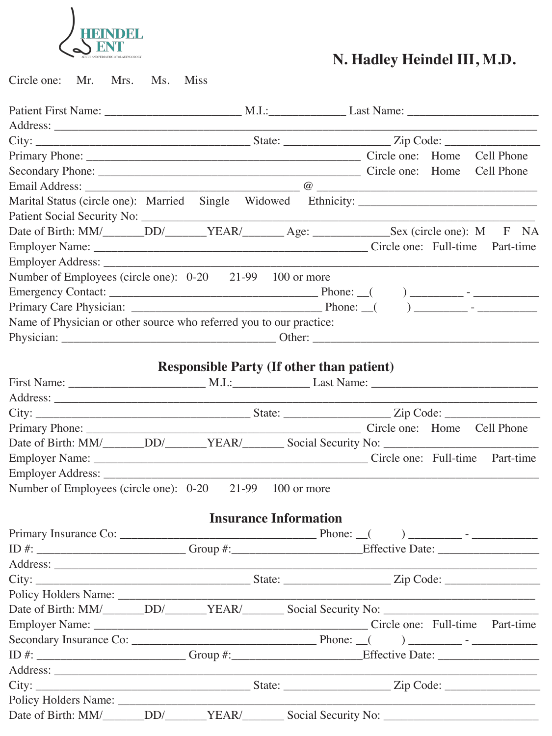HEINDEL ENT

ADULT AND PEDIATRIC OTOLARYNGOLOGY

## N. Hadley Heindel III, M.D.

Circle one: Mr. Mrs. Ms. Miss

Patient First Name: _______________________ M.I.:_____________ Last Name: _______________________

Address: ___________________________________________________________________________________

City: ____________________________________ State: __________________ Zip Code: ________________

Primary Phone: ______________________________________________ Circle one: Home Cell Phone

Secondary Phone: ____________________________________________ Circle one: Home Cell Phone

Email Address: ___________________________________ @ ______________________________________

Marital Status (circle one): Married Single Widowed Ethnicity: _______________________________

Patient Social Security No: _________________________________________________________________

Date of Birth: MM/_______DD/_______YEAR/_______ Age: _____________Sex (circle one): M F NA

Employer Name: ______________________________________________ Circle one: Full-time Part-time

Employer Address: ___________________________________________________________________________

Number of Employees (circle one): 0-20 21-99 100 or more

Emergency Contact: ___________________________________ Phone: __( ) _________ - ___________

Primary Care Physician: ________________________________ Phone: __( ) _________ - __________

Name of Physician or other source who referred you to our practice:

Physician: ____________________________________ Other: ______________________________________

### Responsible Party (If other than patient)

First Name: _______________________ M.I.:_____________ Last Name: _____________________________

Address: ___________________________________________________________________________________

City: ____________________________________ State: __________________ Zip Code: ________________

Primary Phone: ______________________________________________ Circle one: Home Cell Phone

Date of Birth: MM/_______DD/_______YEAR/_______ Social Security No: __________________________

Employer Name: ______________________________________________ Circle one: Full-time Part-time

Employer Address: ___________________________________________________________________________

Number of Employees (circle one): 0-20 21-99 100 or more

### Insurance Information

Primary Insurance Co: _________________________________ Phone: __( ) _________ - ___________

ID #: _________________________ Group #:______________________Effective Date: _________________

Address: ___________________________________________________________________________________

City: ____________________________________ State: __________________ Zip Code: ________________

Policy Holders Name: _______________________________________________________________________

Date of Birth: MM/_______DD/_______YEAR/_______ Social Security No: __________________________

Employer Name: ______________________________________________ Circle one: Full-time Part-time

Secondary Insurance Co: _______________________________ Phone: __( ) _________ - ___________

ID #: _________________________ Group #:______________________Effective Date: _________________

Address: ___________________________________________________________________________________

City: ____________________________________ State: __________________ Zip Code: ________________

Policy Holders Name: _______________________________________________________________________

Date of Birth: MM/_______DD/_______YEAR/_______ Social Security No: __________________________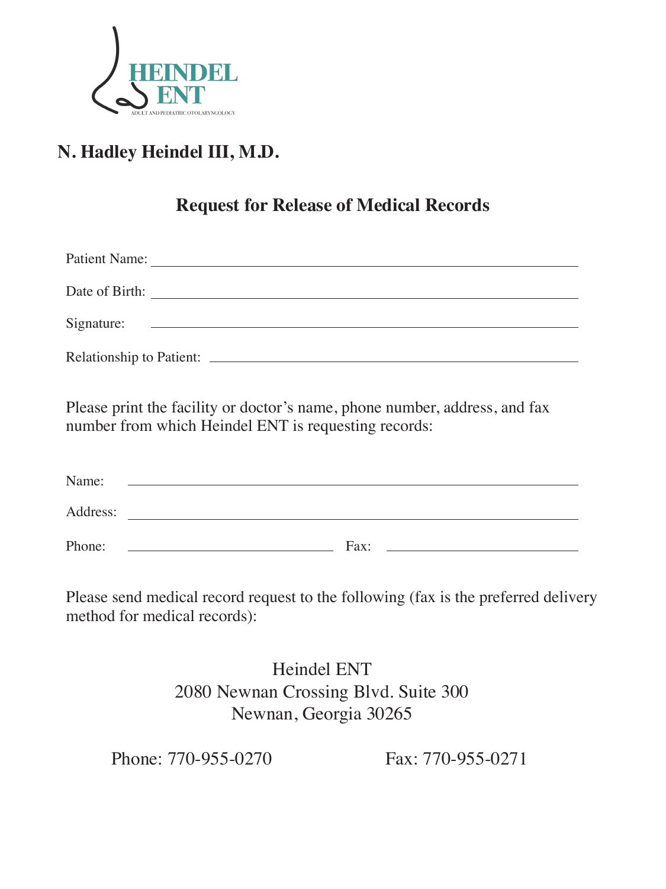HEINDEL ENT

ADULT AND PEDIATRIC OTOLARYNGOLOGY

## N. Hadley Heindel III, M.D.

## Request for Release of Medical Records

Patient Name: \_\_\_\_\_\_\_\_\_\_\_\_\_\_\_\_\_\_\_\_\_\_\_\_\_\_\_\_\_\_\_\_\_\_\_\_\_\_\_\_

Date of Birth: \_\_\_\_\_\_\_\_\_\_\_\_\_\_\_\_\_\_\_\_\_\_\_\_\_\_\_\_\_\_\_\_\_\_\_\_\_\_\_\_

Signature: \_\_\_\_\_\_\_\_\_\_\_\_\_\_\_\_\_\_\_\_\_\_\_\_\_\_\_\_\_\_\_\_\_\_\_\_\_\_\_\_

Relationship to Patient: \_\_\_\_\_\_\_\_\_\_\_\_\_\_\_\_\_\_\_\_\_\_\_\_\_\_\_\_\_\_\_\_\_\_\_\_

Please print the facility or doctor's name, phone number, address, and fax number from which Heindel ENT is requesting records:

Name: \_\_\_\_\_\_\_\_\_\_\_\_\_\_\_\_\_\_\_\_\_\_\_\_\_\_\_\_\_\_\_\_\_\_\_\_\_\_\_\_

Address: \_\_\_\_\_\_\_\_\_\_\_\_\_\_\_\_\_\_\_\_\_\_\_\_\_\_\_\_\_\_\_\_\_\_\_\_\_\_\_\_

Phone: \_\_\_\_\_\_\_\_\_\_\_\_\_\_\_\_\_\_\_\_ Fax: \_\_\_\_\_\_\_\_\_\_\_\_\_\_\_\_\_\_\_\_

Please send medical record request to the following (fax is the preferred delivery method for medical records):

Heindel ENT
2080 Newnan Crossing Blvd. Suite 300
Newnan, Georgia 30265

Phone: 770-955-0270 Fax: 770-955-0271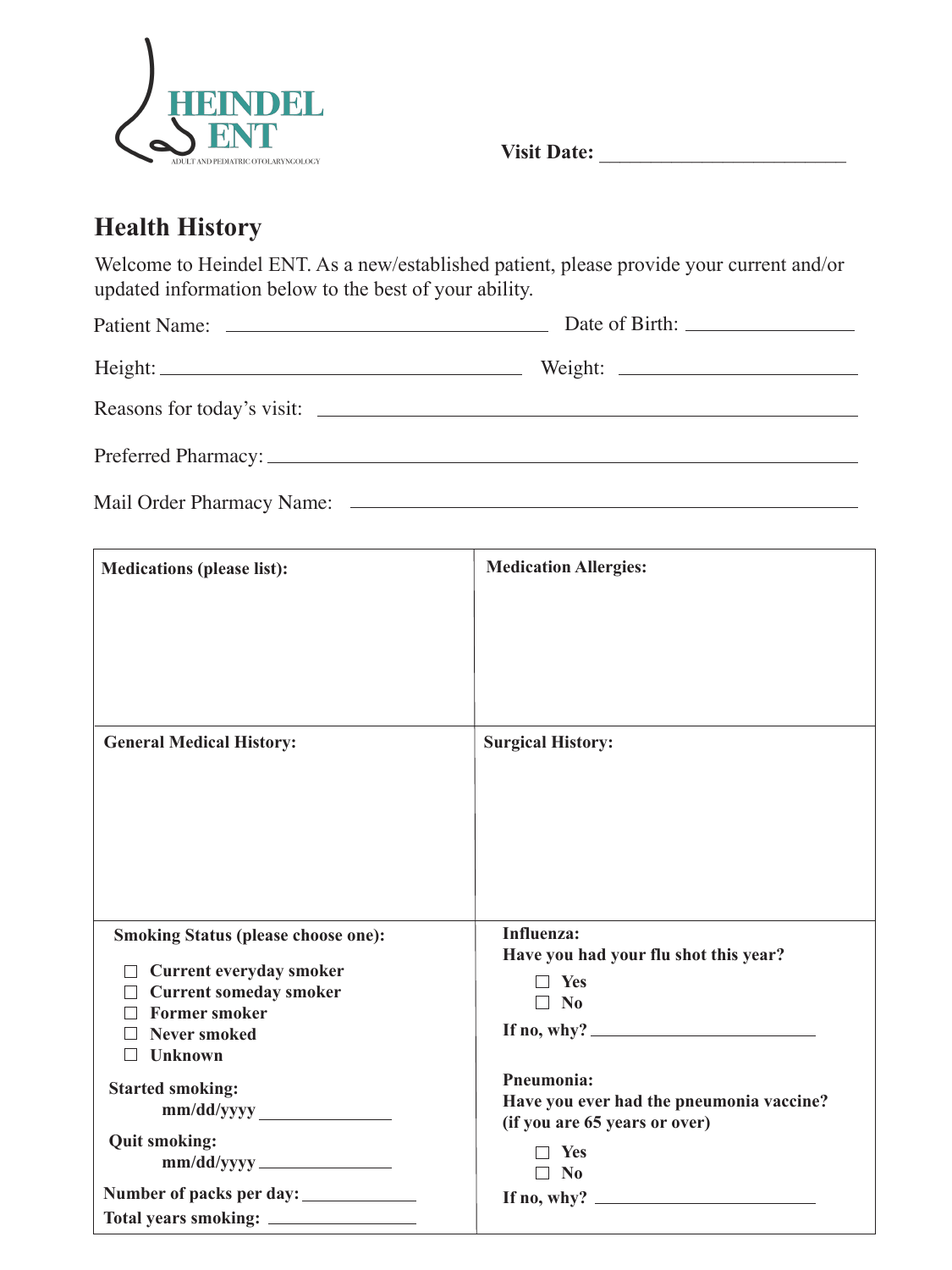HEINDEL ENT

ADULT AND PEDIATRIC OTOLARYNGOLOGY

**Visit Date:** ________________________

## Health History

Welcome to Heindel ENT. As a new/established patient, please provide your current and/or updated information below to the best of your ability.

Patient Name: ______________________________ Date of Birth: ________________

Height: ________________________________ Weight: ____________________

Reasons for today's visit: ______________________________________________

Preferred Pharmacy: __________________________________________________

Mail Order Pharmacy Name: ____________________________________________

| **Medications (please list):** | **Medication Allergies:** |
|---|---|
| | |
| **General Medical History:** | **Surgical History:** |
| | |

**Smoking Status (please choose one):**

- ☐ Current everyday smoker
- ☐ Current someday smoker
- ☐ Former smoker
- ☐ Never smoked
- ☐ Unknown

**Started smoking:** mm/dd/yyyy ______________

**Quit smoking:** mm/dd/yyyy ______________

**Number of packs per day:** ____________

**Total years smoking:** ________________

**Influenza:**
**Have you had your flu shot this year?**

- ☐ **Yes**
- ☐ **No**

**If no, why?** ________________________

**Pneumonia:**
**Have you ever had the pneumonia vaccine? (if you are 65 years or over)**

- ☐ **Yes**
- ☐ **No**

**If no, why?** ________________________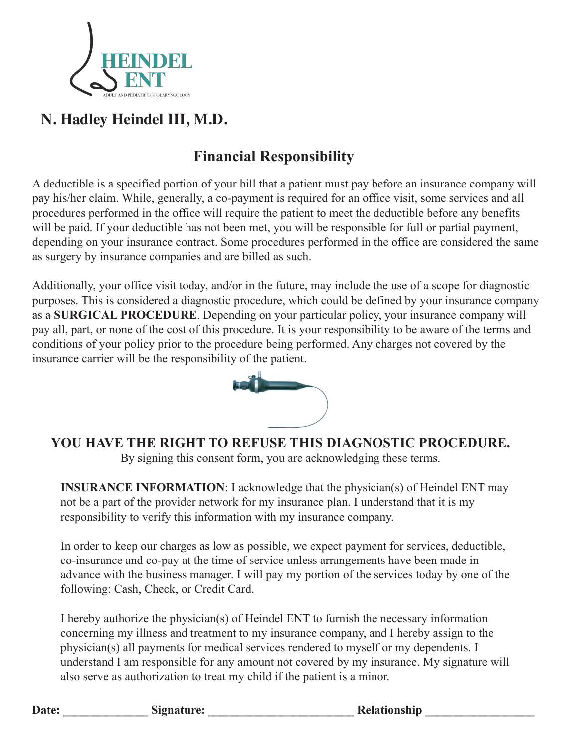HEINDEL ENT

ADULT AND PEDIATRIC OTOLARYNGOLOGY

## N. Hadley Heindel III, M.D.

# Financial Responsibility

A deductible is a specified portion of your bill that a patient must pay before an insurance company will pay his/her claim. While, generally, a co-payment is required for an office visit, some services and all procedures performed in the office will require the patient to meet the deductible before any benefits will be paid. If your deductible has not been met, you will be responsible for full or partial payment, depending on your insurance contract. Some procedures performed in the office are considered the same as surgery by insurance companies and are billed as such.

Additionally, your office visit today, and/or in the future, may include the use of a scope for diagnostic purposes. This is considered a diagnostic procedure, which could be defined by your insurance company as a **SURGICAL PROCEDURE**. Depending on your particular policy, your insurance company will pay all, part, or none of the cost of this procedure. It is your responsibility to be aware of the terms and conditions of your policy prior to the procedure being performed. Any charges not covered by the insurance carrier will be the responsibility of the patient.

**YOU HAVE THE RIGHT TO REFUSE THIS DIAGNOSTIC PROCEDURE.**

By signing this consent form, you are acknowledging these terms.

**INSURANCE INFORMATION**: I acknowledge that the physician(s) of Heindel ENT may not be a part of the provider network for my insurance plan. I understand that it is my responsibility to verify this information with my insurance company.

In order to keep our charges as low as possible, we expect payment for services, deductible, co-insurance and co-pay at the time of service unless arrangements have been made in advance with the business manager. I will pay my portion of the services today by one of the following: Cash, Check, or Credit Card.

I hereby authorize the physician(s) of Heindel ENT to furnish the necessary information concerning my illness and treatment to my insurance company, and I hereby assign to the physician(s) all payments for medical services rendered to myself or my dependents. I understand I am responsible for any amount not covered by my insurance. My signature will also serve as authorization to treat my child if the patient is a minor.

**Date:** ______________ **Signature:** ________________________ **Relationship** __________________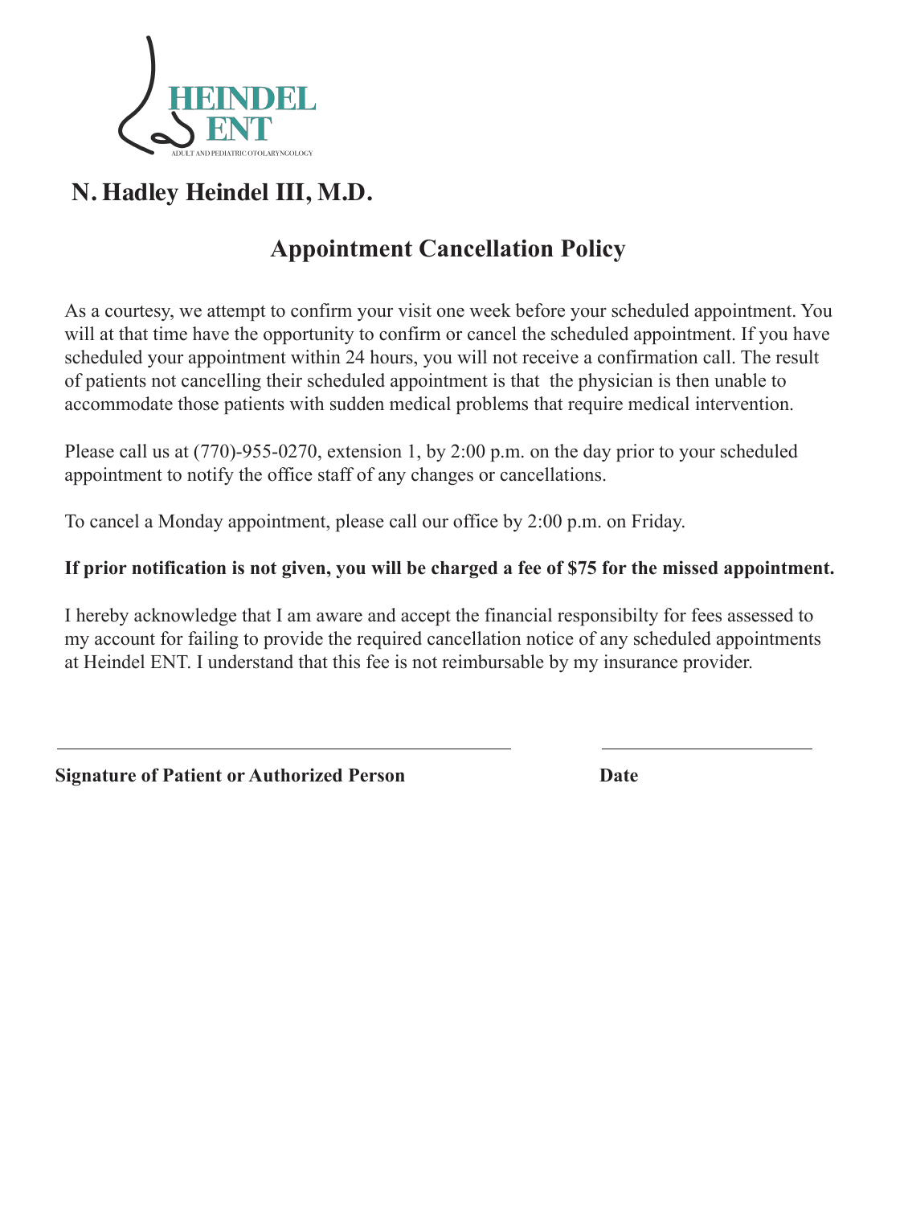HEINDEL ENT

ADULT AND PEDIATRIC OTOLARYNGOLOGY

## N. Hadley Heindel III, M.D.

## Appointment Cancellation Policy

As a courtesy, we attempt to confirm your visit one week before your scheduled appointment. You will at that time have the opportunity to confirm or cancel the scheduled appointment. If you have scheduled your appointment within 24 hours, you will not receive a confirmation call. The result of patients not cancelling their scheduled appointment is that the physician is then unable to accommodate those patients with sudden medical problems that require medical intervention.

Please call us at (770)-955-0270, extension 1, by 2:00 p.m. on the day prior to your scheduled appointment to notify the office staff of any changes or cancellations.

To cancel a Monday appointment, please call our office by 2:00 p.m. on Friday.

**If prior notification is not given, you will be charged a fee of $75 for the missed appointment.**

I hereby acknowledge that I am aware and accept the financial responsibilty for fees assessed to my account for failing to provide the required cancellation notice of any scheduled appointments at Heindel ENT. I understand that this fee is not reimbursable by my insurance provider.

\_\_\_\_\_\_\_\_\_\_\_\_\_\_\_\_\_\_\_\_\_\_\_\_\_\_\_\_\_\_\_\_\_\_\_\_\_\_\_\_ \_\_\_\_\_\_\_\_\_\_\_\_\_\_\_\_\_\_\_\_

**Signature of Patient or Authorized Person** **Date**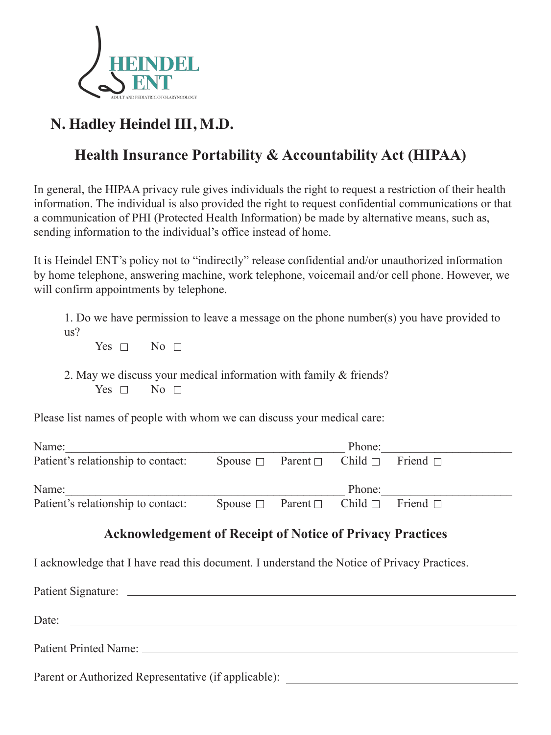HEINDEL ENT
ADULT AND PEDIATRIC OTOLARYNGOLOGY

## N. Hadley Heindel III, M.D.

## Health Insurance Portability & Accountability Act (HIPAA)

In general, the HIPAA privacy rule gives individuals the right to request a restriction of their health information. The individual is also provided the right to request confidential communications or that a communication of PHI (Protected Health Information) be made by alternative means, such as, sending information to the individual's office instead of home.

It is Heindel ENT's policy not to "indirectly" release confidential and/or unauthorized information by home telephone, answering machine, work telephone, voicemail and/or cell phone. However, we will confirm appointments by telephone.

1. Do we have permission to leave a message on the phone number(s) you have provided to us?

   Yes ☐ No ☐

2. May we discuss your medical information with family & friends?

   Yes ☐ No ☐

Please list names of people with whom we can discuss your medical care:

Name:_______________________________________________ Phone:______________________

Patient's relationship to contact: Spouse ☐ Parent ☐ Child ☐ Friend ☐

Name:_______________________________________________ Phone:______________________

Patient's relationship to contact: Spouse ☐ Parent ☐ Child ☐ Friend ☐

### Acknowledgement of Receipt of Notice of Privacy Practices

I acknowledge that I have read this document. I understand the Notice of Privacy Practices.

Patient Signature: ______________________________________________________________

Date: ______________________________________________________________

Patient Printed Name: ______________________________________________________________

Parent or Authorized Representative (if applicable): ________________________________